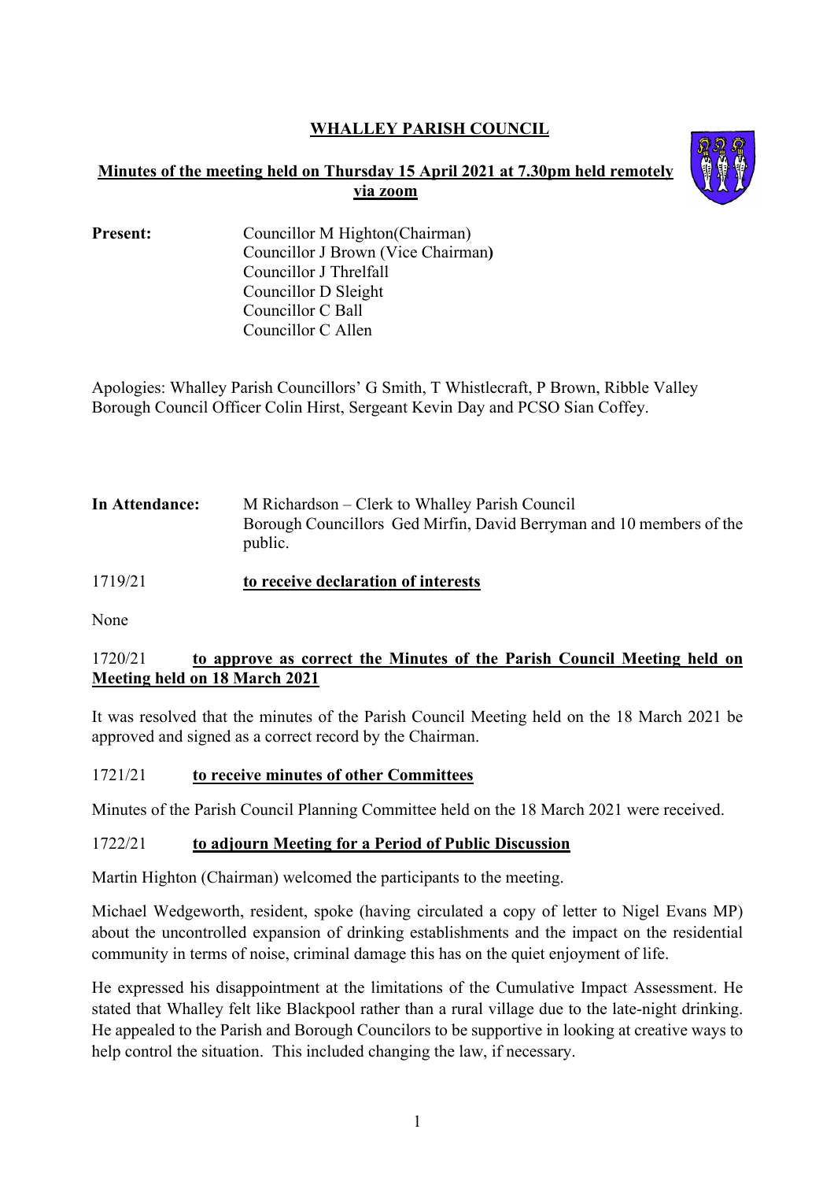# WHALLEY PARISH COUNCIL

## Minutes of the meeting held on Thursday 15 April 2021 at 7.30pm held remotely via zoom

**Present:** Councillor M Highton(Chairman)
Councillor J Brown (Vice Chairman**)**
Councillor J Threlfall
Councillor D Sleight
Councillor C Ball
Councillor C Allen

Apologies: Whalley Parish Councillors' G Smith, T Whistlecraft, P Brown, Ribble Valley Borough Council Officer Colin Hirst, Sergeant Kevin Day and PCSO Sian Coffey.

**In Attendance:** M Richardson – Clerk to Whalley Parish Council
Borough Councillors Ged Mirfin, David Berryman and 10 members of the public.

### 1719/21 to receive declaration of interests

None

### 1720/21 to approve as correct the Minutes of the Parish Council Meeting held on Meeting held on 18 March 2021

It was resolved that the minutes of the Parish Council Meeting held on the 18 March 2021 be approved and signed as a correct record by the Chairman.

### 1721/21 to receive minutes of other Committees

Minutes of the Parish Council Planning Committee held on the 18 March 2021 were received.

### 1722/21 to adjourn Meeting for a Period of Public Discussion

Martin Highton (Chairman) welcomed the participants to the meeting.

Michael Wedgeworth, resident, spoke (having circulated a copy of letter to Nigel Evans MP) about the uncontrolled expansion of drinking establishments and the impact on the residential community in terms of noise, criminal damage this has on the quiet enjoyment of life.

He expressed his disappointment at the limitations of the Cumulative Impact Assessment. He stated that Whalley felt like Blackpool rather than a rural village due to the late-night drinking. He appealed to the Parish and Borough Councilors to be supportive in looking at creative ways to help control the situation. This included changing the law, if necessary.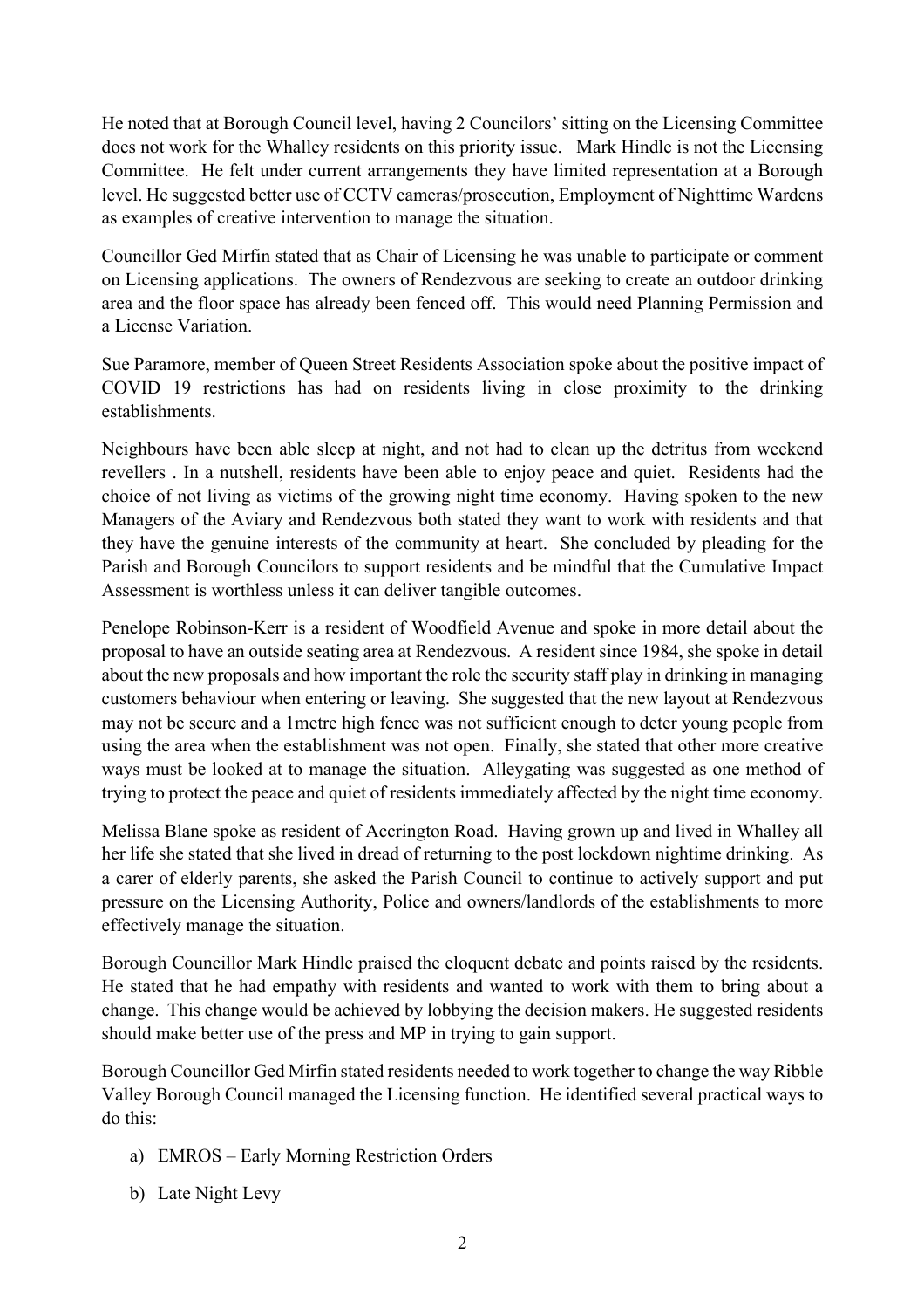He noted that at Borough Council level, having 2 Councilors' sitting on the Licensing Committee does not work for the Whalley residents on this priority issue. Mark Hindle is not the Licensing Committee. He felt under current arrangements they have limited representation at a Borough level. He suggested better use of CCTV cameras/prosecution, Employment of Nighttime Wardens as examples of creative intervention to manage the situation.

Councillor Ged Mirfin stated that as Chair of Licensing he was unable to participate or comment on Licensing applications. The owners of Rendezvous are seeking to create an outdoor drinking area and the floor space has already been fenced off. This would need Planning Permission and a License Variation.

Sue Paramore, member of Queen Street Residents Association spoke about the positive impact of COVID 19 restrictions has had on residents living in close proximity to the drinking establishments.

Neighbours have been able sleep at night, and not had to clean up the detritus from weekend revellers . In a nutshell, residents have been able to enjoy peace and quiet. Residents had the choice of not living as victims of the growing night time economy. Having spoken to the new Managers of the Aviary and Rendezvous both stated they want to work with residents and that they have the genuine interests of the community at heart. She concluded by pleading for the Parish and Borough Councilors to support residents and be mindful that the Cumulative Impact Assessment is worthless unless it can deliver tangible outcomes.

Penelope Robinson-Kerr is a resident of Woodfield Avenue and spoke in more detail about the proposal to have an outside seating area at Rendezvous. A resident since 1984, she spoke in detail about the new proposals and how important the role the security staff play in drinking in managing customers behaviour when entering or leaving. She suggested that the new layout at Rendezvous may not be secure and a 1metre high fence was not sufficient enough to deter young people from using the area when the establishment was not open. Finally, she stated that other more creative ways must be looked at to manage the situation. Alleygating was suggested as one method of trying to protect the peace and quiet of residents immediately affected by the night time economy.

Melissa Blane spoke as resident of Accrington Road. Having grown up and lived in Whalley all her life she stated that she lived in dread of returning to the post lockdown nightime drinking. As a carer of elderly parents, she asked the Parish Council to continue to actively support and put pressure on the Licensing Authority, Police and owners/landlords of the establishments to more effectively manage the situation.

Borough Councillor Mark Hindle praised the eloquent debate and points raised by the residents. He stated that he had empathy with residents and wanted to work with them to bring about a change. This change would be achieved by lobbying the decision makers. He suggested residents should make better use of the press and MP in trying to gain support.

Borough Councillor Ged Mirfin stated residents needed to work together to change the way Ribble Valley Borough Council managed the Licensing function. He identified several practical ways to do this:

a) EMROS – Early Morning Restriction Orders

b) Late Night Levy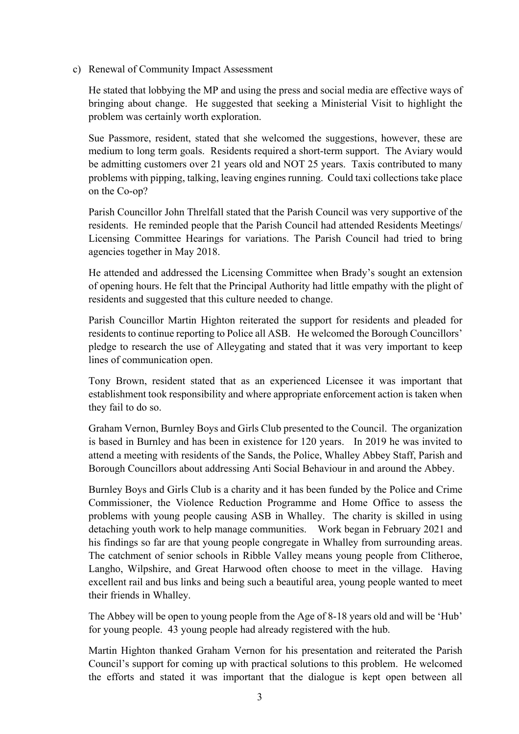c) Renewal of Community Impact Assessment

He stated that lobbying the MP and using the press and social media are effective ways of bringing about change. He suggested that seeking a Ministerial Visit to highlight the problem was certainly worth exploration.

Sue Passmore, resident, stated that she welcomed the suggestions, however, these are medium to long term goals. Residents required a short-term support. The Aviary would be admitting customers over 21 years old and NOT 25 years. Taxis contributed to many problems with pipping, talking, leaving engines running. Could taxi collections take place on the Co-op?

Parish Councillor John Threlfall stated that the Parish Council was very supportive of the residents. He reminded people that the Parish Council had attended Residents Meetings/ Licensing Committee Hearings for variations. The Parish Council had tried to bring agencies together in May 2018.

He attended and addressed the Licensing Committee when Brady's sought an extension of opening hours. He felt that the Principal Authority had little empathy with the plight of residents and suggested that this culture needed to change.

Parish Councillor Martin Highton reiterated the support for residents and pleaded for residents to continue reporting to Police all ASB. He welcomed the Borough Councillors' pledge to research the use of Alleygating and stated that it was very important to keep lines of communication open.

Tony Brown, resident stated that as an experienced Licensee it was important that establishment took responsibility and where appropriate enforcement action is taken when they fail to do so.

Graham Vernon, Burnley Boys and Girls Club presented to the Council. The organization is based in Burnley and has been in existence for 120 years. In 2019 he was invited to attend a meeting with residents of the Sands, the Police, Whalley Abbey Staff, Parish and Borough Councillors about addressing Anti Social Behaviour in and around the Abbey.

Burnley Boys and Girls Club is a charity and it has been funded by the Police and Crime Commissioner, the Violence Reduction Programme and Home Office to assess the problems with young people causing ASB in Whalley. The charity is skilled in using detaching youth work to help manage communities. Work began in February 2021 and his findings so far are that young people congregate in Whalley from surrounding areas. The catchment of senior schools in Ribble Valley means young people from Clitheroe, Langho, Wilpshire, and Great Harwood often choose to meet in the village. Having excellent rail and bus links and being such a beautiful area, young people wanted to meet their friends in Whalley.

The Abbey will be open to young people from the Age of 8-18 years old and will be 'Hub' for young people. 43 young people had already registered with the hub.

Martin Highton thanked Graham Vernon for his presentation and reiterated the Parish Council's support for coming up with practical solutions to this problem. He welcomed the efforts and stated it was important that the dialogue is kept open between all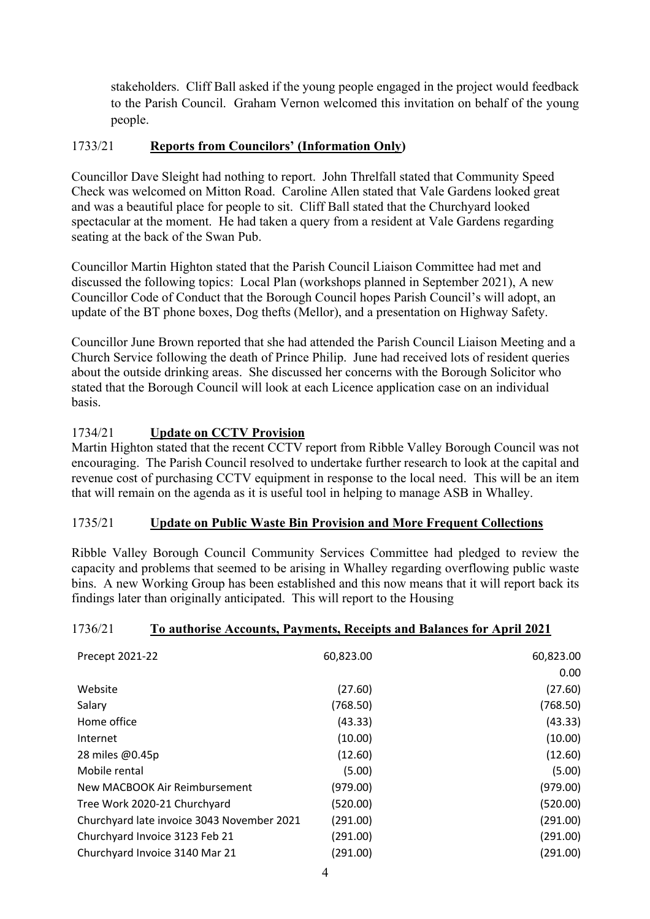stakeholders. Cliff Ball asked if the young people engaged in the project would feedback to the Parish Council. Graham Vernon welcomed this invitation on behalf of the young people.

## 1733/21 Reports from Councilors' (Information Only)

Councillor Dave Sleight had nothing to report. John Threlfall stated that Community Speed Check was welcomed on Mitton Road. Caroline Allen stated that Vale Gardens looked great and was a beautiful place for people to sit. Cliff Ball stated that the Churchyard looked spectacular at the moment. He had taken a query from a resident at Vale Gardens regarding seating at the back of the Swan Pub.

Councillor Martin Highton stated that the Parish Council Liaison Committee had met and discussed the following topics: Local Plan (workshops planned in September 2021), A new Councillor Code of Conduct that the Borough Council hopes Parish Council's will adopt, an update of the BT phone boxes, Dog thefts (Mellor), and a presentation on Highway Safety.

Councillor June Brown reported that she had attended the Parish Council Liaison Meeting and a Church Service following the death of Prince Philip. June had received lots of resident queries about the outside drinking areas. She discussed her concerns with the Borough Solicitor who stated that the Borough Council will look at each Licence application case on an individual basis.

## 1734/21 Update on CCTV Provision

Martin Highton stated that the recent CCTV report from Ribble Valley Borough Council was not encouraging. The Parish Council resolved to undertake further research to look at the capital and revenue cost of purchasing CCTV equipment in response to the local need. This will be an item that will remain on the agenda as it is useful tool in helping to manage ASB in Whalley.

## 1735/21 Update on Public Waste Bin Provision and More Frequent Collections

Ribble Valley Borough Council Community Services Committee had pledged to review the capacity and problems that seemed to be arising in Whalley regarding overflowing public waste bins. A new Working Group has been established and this now means that it will report back its findings later than originally anticipated. This will report to the Housing

## 1736/21 To authorise Accounts, Payments, Receipts and Balances for April 2021

| | | |
|---|---|---|
| Precept 2021-22 | 60,823.00 | 60,823.00 |
| | | 0.00 |
| Website | (27.60) | (27.60) |
| Salary | (768.50) | (768.50) |
| Home office | (43.33) | (43.33) |
| Internet | (10.00) | (10.00) |
| 28 miles @0.45p | (12.60) | (12.60) |
| Mobile rental | (5.00) | (5.00) |
| New MACBOOK Air Reimbursement | (979.00) | (979.00) |
| Tree Work 2020-21 Churchyard | (520.00) | (520.00) |
| Churchyard late invoice 3043 November 2021 | (291.00) | (291.00) |
| Churchyard Invoice 3123 Feb 21 | (291.00) | (291.00) |
| Churchyard Invoice 3140 Mar 21 | (291.00) | (291.00) |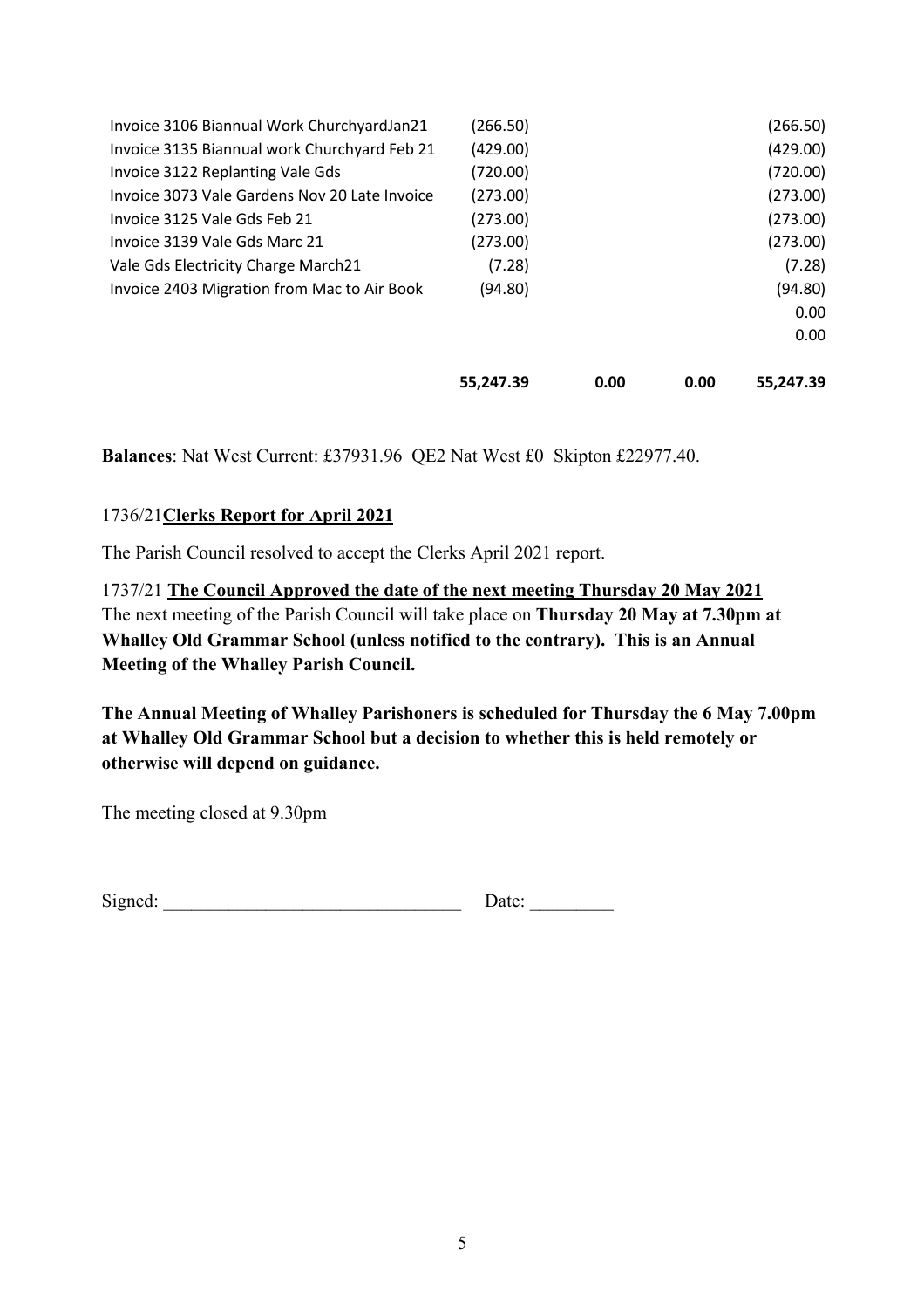| | | | | |
|---|---|---|---|---|
| Invoice 3106 Biannual Work ChurchyardJan21 | (266.50) | | | (266.50) |
| Invoice 3135 Biannual work Churchyard Feb 21 | (429.00) | | | (429.00) |
| Invoice 3122 Replanting Vale Gds | (720.00) | | | (720.00) |
| Invoice 3073 Vale Gardens Nov 20 Late Invoice | (273.00) | | | (273.00) |
| Invoice 3125 Vale Gds Feb 21 | (273.00) | | | (273.00) |
| Invoice 3139 Vale Gds Marc 21 | (273.00) | | | (273.00) |
| Vale Gds Electricity Charge March21 | (7.28) | | | (7.28) |
| Invoice 2403 Migration from Mac to Air Book | (94.80) | | | (94.80) |
| | | | | 0.00 |
| | | | | 0.00 |
| | **55,247.39** | **0.00** | **0.00** | **55,247.39** |

**Balances**: Nat West Current: £37931.96 QE2 Nat West £0 Skipton £22977.40.

1736/21**Clerks Report for April 2021**

The Parish Council resolved to accept the Clerks April 2021 report.

1737/21 **The Council Approved the date of the next meeting Thursday 20 May 2021**
The next meeting of the Parish Council will take place on **Thursday 20 May at 7.30pm at Whalley Old Grammar School (unless notified to the contrary). This is an Annual Meeting of the Whalley Parish Council.**

**The Annual Meeting of Whalley Parishoners is scheduled for Thursday the 6 May 7.00pm at Whalley Old Grammar School but a decision to whether this is held remotely or otherwise will depend on guidance.**

The meeting closed at 9.30pm

Signed: _______________________________ Date: _________